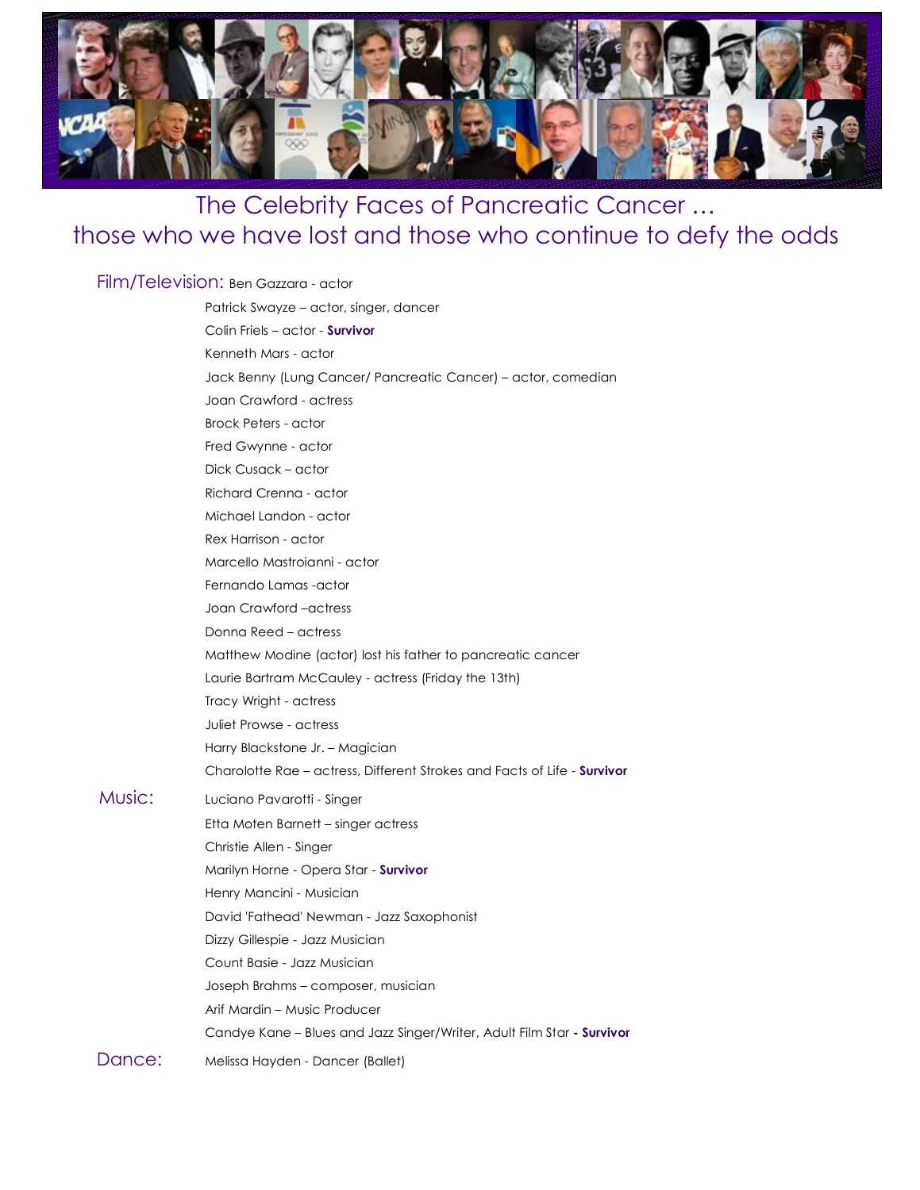# The Celebrity Faces of Pancreatic Cancer …
## those who we have lost and those who continue to defy the odds

**Film/Television:**

Ben Gazzara - actor
Patrick Swayze – actor, singer, dancer
Colin Friels – actor - **Survivor**
Kenneth Mars - actor
Jack Benny (Lung Cancer/ Pancreatic Cancer) – actor, comedian
Joan Crawford - actress
Brock Peters - actor
Fred Gwynne - actor
Dick Cusack – actor
Richard Crenna - actor
Michael Landon - actor
Rex Harrison - actor
Marcello Mastroianni - actor
Fernando Lamas -actor
Joan Crawford –actress
Donna Reed – actress
Matthew Modine (actor) lost his father to pancreatic cancer
Laurie Bartram McCauley - actress (Friday the 13th)
Tracy Wright - actress
Juliet Prowse - actress
Harry Blackstone Jr. – Magician
Charolotte Rae – actress, Different Strokes and Facts of Life - **Survivor**

**Music:**

Luciano Pavarotti - Singer
Etta Moten Barnett – singer actress
Christie Allen - Singer
Marilyn Horne - Opera Star - **Survivor**
Henry Mancini - Musician
David 'Fathead' Newman - Jazz Saxophonist
Dizzy Gillespie - Jazz Musician
Count Basie - Jazz Musician
Joseph Brahms – composer, musician
Arif Mardin – Music Producer
Candye Kane – Blues and Jazz Singer/Writer, Adult Film Star **- Survivor**

**Dance:**

Melissa Hayden - Dancer (Ballet)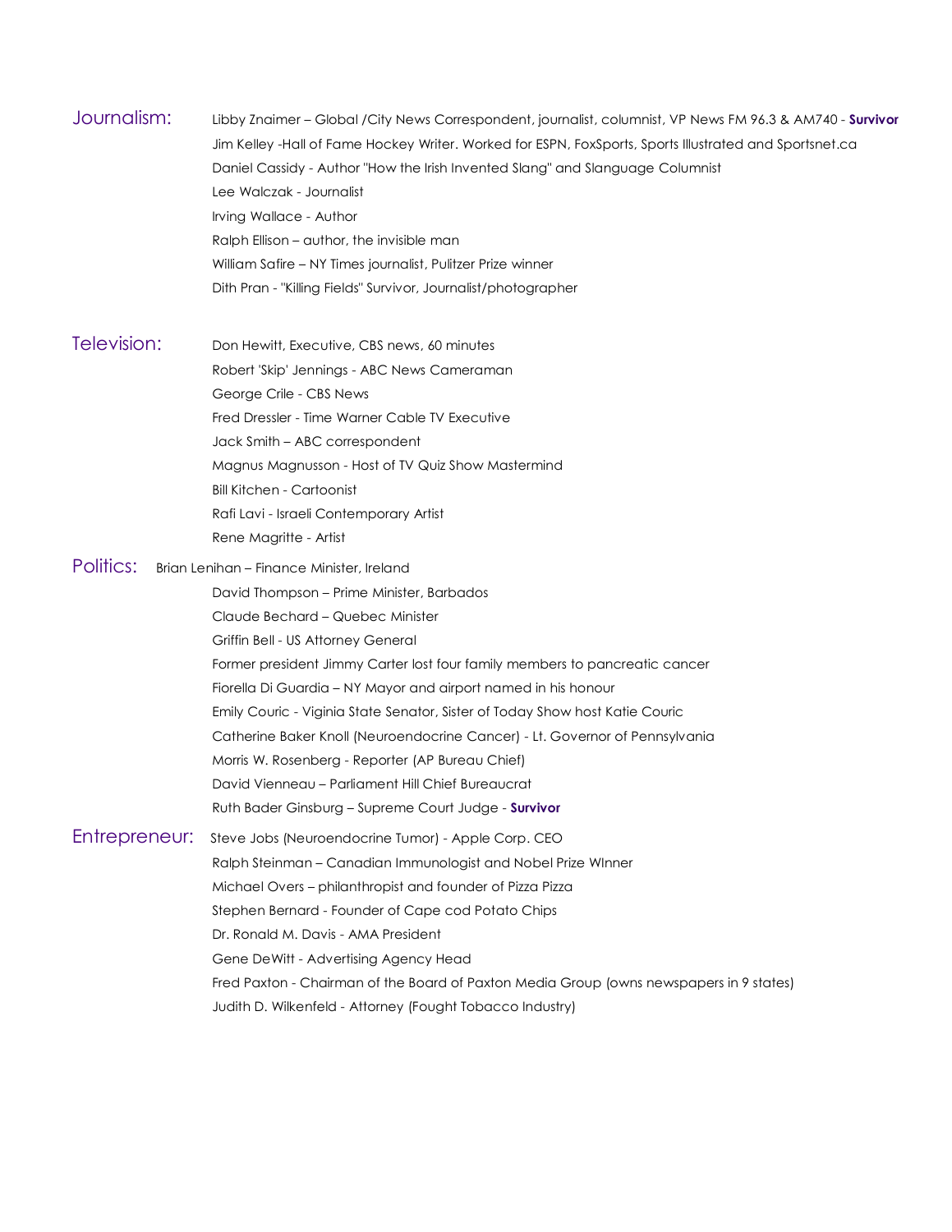## Journalism:

- Libby Znaimer – Global /City News Correspondent, journalist, columnist, VP News FM 96.3 & AM740 - **Survivor**
- Jim Kelley -Hall of Fame Hockey Writer. Worked for ESPN, FoxSports, Sports Illustrated and Sportsnet.ca
- Daniel Cassidy - Author "How the Irish Invented Slang" and Slanguage Columnist
- Lee Walczak - Journalist
- Irving Wallace - Author
- Ralph Ellison – author, the invisible man
- William Safire – NY Times journalist, Pulitzer Prize winner
- Dith Pran - "Killing Fields" Survivor, Journalist/photographer

## Television:

- Don Hewitt, Executive, CBS news, 60 minutes
- Robert 'Skip' Jennings - ABC News Cameraman
- George Crile - CBS News
- Fred Dressler - Time Warner Cable TV Executive
- Jack Smith – ABC correspondent
- Magnus Magnusson - Host of TV Quiz Show Mastermind
- Bill Kitchen - Cartoonist
- Rafi Lavi - Israeli Contemporary Artist
- Rene Magritte - Artist

## Politics:

- Brian Lenihan – Finance Minister, Ireland
- David Thompson – Prime Minister, Barbados
- Claude Bechard – Quebec Minister
- Griffin Bell - US Attorney General
- Former president Jimmy Carter lost four family members to pancreatic cancer
- Fiorella Di Guardia – NY Mayor and airport named in his honour
- Emily Couric - Viginia State Senator, Sister of Today Show host Katie Couric
- Catherine Baker Knoll (Neuroendocrine Cancer) - Lt. Governor of Pennsylvania
- Morris W. Rosenberg - Reporter (AP Bureau Chief)
- David Vienneau – Parliament Hill Chief Bureaucrat
- Ruth Bader Ginsburg – Supreme Court Judge - **Survivor**

## Entrepreneur:

- Steve Jobs (Neuroendocrine Tumor) - Apple Corp. CEO
- Ralph Steinman – Canadian Immunologist and Nobel Prize WInner
- Michael Overs – philanthropist and founder of Pizza Pizza
- Stephen Bernard - Founder of Cape cod Potato Chips
- Dr. Ronald M. Davis - AMA President
- Gene DeWitt - Advertising Agency Head
- Fred Paxton - Chairman of the Board of Paxton Media Group (owns newspapers in 9 states)
- Judith D. Wilkenfeld - Attorney (Fought Tobacco Industry)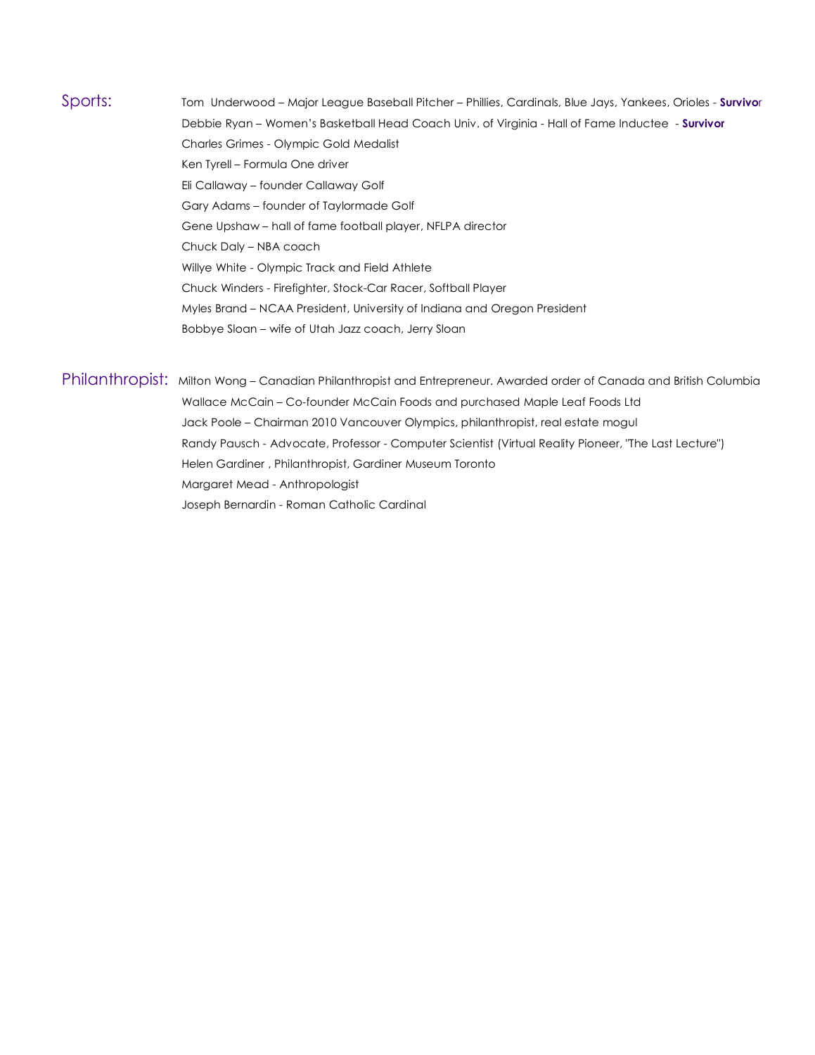## Sports:

Tom Underwood – Major League Baseball Pitcher – Phillies, Cardinals, Blue Jays, Yankees, Orioles - **Survivor**

Debbie Ryan – Women's Basketball Head Coach Univ. of Virginia - Hall of Fame Inductee - **Survivor**

Charles Grimes - Olympic Gold Medalist

Ken Tyrell – Formula One driver

Eli Callaway – founder Callaway Golf

Gary Adams – founder of Taylormade Golf

Gene Upshaw – hall of fame football player, NFLPA director

Chuck Daly – NBA coach

Willye White - Olympic Track and Field Athlete

Chuck Winders - Firefighter, Stock-Car Racer, Softball Player

Myles Brand – NCAA President, University of Indiana and Oregon President

Bobbye Sloan – wife of Utah Jazz coach, Jerry Sloan

## Philanthropist:

Milton Wong – Canadian Philanthropist and Entrepreneur. Awarded order of Canada and British Columbia

Wallace McCain – Co-founder McCain Foods and purchased Maple Leaf Foods Ltd

Jack Poole – Chairman 2010 Vancouver Olympics, philanthropist, real estate mogul

Randy Pausch - Advocate, Professor - Computer Scientist (Virtual Reality Pioneer, "The Last Lecture")

Helen Gardiner , Philanthropist, Gardiner Museum Toronto

Margaret Mead - Anthropologist

Joseph Bernardin - Roman Catholic Cardinal